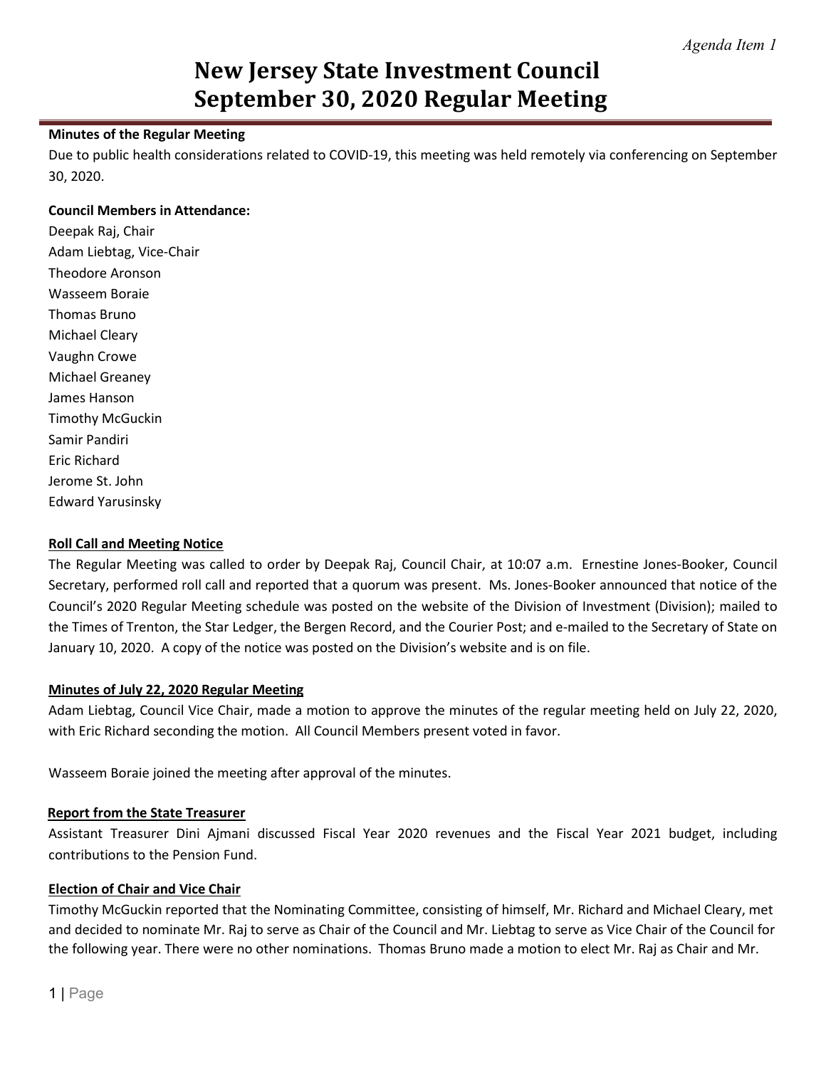*Agenda Item 1*

# New Jersey State Investment Council
# September 30, 2020 Regular Meeting

**Minutes of the Regular Meeting**

Due to public health considerations related to COVID-19, this meeting was held remotely via conferencing on September 30, 2020.

**Council Members in Attendance:**

Deepak Raj, Chair
Adam Liebtag, Vice-Chair
Theodore Aronson
Wasseem Boraie
Thomas Bruno
Michael Cleary
Vaughn Crowe
Michael Greaney
James Hanson
Timothy McGuckin
Samir Pandiri
Eric Richard
Jerome St. John
Edward Yarusinsky

**Roll Call and Meeting Notice**

The Regular Meeting was called to order by Deepak Raj, Council Chair, at 10:07 a.m. Ernestine Jones-Booker, Council Secretary, performed roll call and reported that a quorum was present. Ms. Jones-Booker announced that notice of the Council's 2020 Regular Meeting schedule was posted on the website of the Division of Investment (Division); mailed to the Times of Trenton, the Star Ledger, the Bergen Record, and the Courier Post; and e-mailed to the Secretary of State on January 10, 2020. A copy of the notice was posted on the Division's website and is on file.

**Minutes of July 22, 2020 Regular Meeting**

Adam Liebtag, Council Vice Chair, made a motion to approve the minutes of the regular meeting held on July 22, 2020, with Eric Richard seconding the motion. All Council Members present voted in favor.

Wasseem Boraie joined the meeting after approval of the minutes.

**Report from the State Treasurer**

Assistant Treasurer Dini Ajmani discussed Fiscal Year 2020 revenues and the Fiscal Year 2021 budget, including contributions to the Pension Fund.

**Election of Chair and Vice Chair**

Timothy McGuckin reported that the Nominating Committee, consisting of himself, Mr. Richard and Michael Cleary, met and decided to nominate Mr. Raj to serve as Chair of the Council and Mr. Liebtag to serve as Vice Chair of the Council for the following year. There were no other nominations. Thomas Bruno made a motion to elect Mr. Raj as Chair and Mr.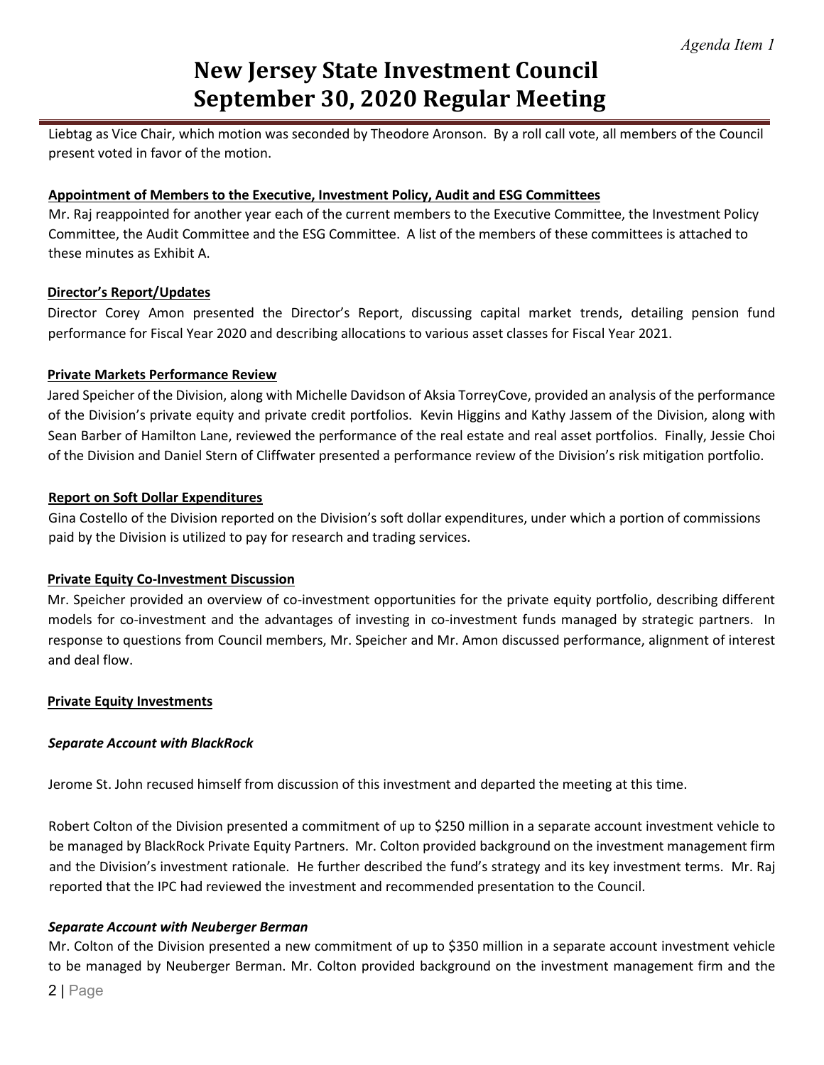Liebtag as Vice Chair, which motion was seconded by Theodore Aronson. By a roll call vote, all members of the Council present voted in favor of the motion.

**Appointment of Members to the Executive, Investment Policy, Audit and ESG Committees**

Mr. Raj reappointed for another year each of the current members to the Executive Committee, the Investment Policy Committee, the Audit Committee and the ESG Committee. A list of the members of these committees is attached to these minutes as Exhibit A.

**Director's Report/Updates**

Director Corey Amon presented the Director's Report, discussing capital market trends, detailing pension fund performance for Fiscal Year 2020 and describing allocations to various asset classes for Fiscal Year 2021.

**Private Markets Performance Review**

Jared Speicher of the Division, along with Michelle Davidson of Aksia TorreyCove, provided an analysis of the performance of the Division's private equity and private credit portfolios. Kevin Higgins and Kathy Jassem of the Division, along with Sean Barber of Hamilton Lane, reviewed the performance of the real estate and real asset portfolios. Finally, Jessie Choi of the Division and Daniel Stern of Cliffwater presented a performance review of the Division's risk mitigation portfolio.

**Report on Soft Dollar Expenditures**

Gina Costello of the Division reported on the Division's soft dollar expenditures, under which a portion of commissions paid by the Division is utilized to pay for research and trading services.

**Private Equity Co-Investment Discussion**

Mr. Speicher provided an overview of co-investment opportunities for the private equity portfolio, describing different models for co-investment and the advantages of investing in co-investment funds managed by strategic partners. In response to questions from Council members, Mr. Speicher and Mr. Amon discussed performance, alignment of interest and deal flow.

**Private Equity Investments**

***Separate Account with BlackRock***

Jerome St. John recused himself from discussion of this investment and departed the meeting at this time.

Robert Colton of the Division presented a commitment of up to $250 million in a separate account investment vehicle to be managed by BlackRock Private Equity Partners. Mr. Colton provided background on the investment management firm and the Division's investment rationale. He further described the fund's strategy and its key investment terms. Mr. Raj reported that the IPC had reviewed the investment and recommended presentation to the Council.

***Separate Account with Neuberger Berman***

Mr. Colton of the Division presented a new commitment of up to $350 million in a separate account investment vehicle to be managed by Neuberger Berman. Mr. Colton provided background on the investment management firm and the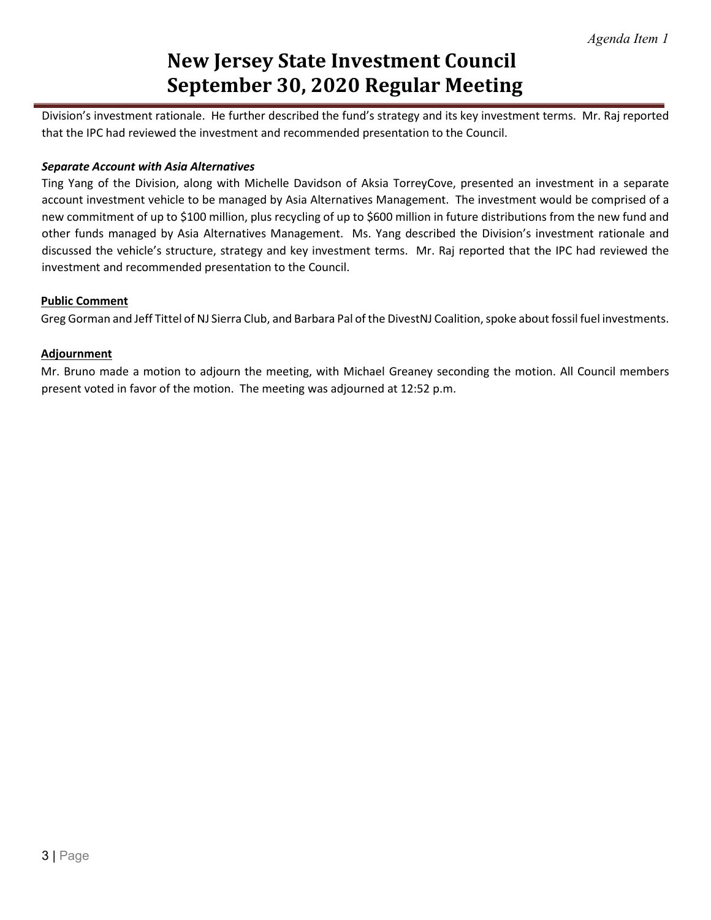Division's investment rationale. He further described the fund's strategy and its key investment terms. Mr. Raj reported that the IPC had reviewed the investment and recommended presentation to the Council.

***Separate Account with Asia Alternatives***

Ting Yang of the Division, along with Michelle Davidson of Aksia TorreyCove, presented an investment in a separate account investment vehicle to be managed by Asia Alternatives Management. The investment would be comprised of a new commitment of up to $100 million, plus recycling of up to $600 million in future distributions from the new fund and other funds managed by Asia Alternatives Management. Ms. Yang described the Division's investment rationale and discussed the vehicle's structure, strategy and key investment terms. Mr. Raj reported that the IPC had reviewed the investment and recommended presentation to the Council.

**Public Comment**

Greg Gorman and Jeff Tittel of NJ Sierra Club, and Barbara Pal of the DivestNJ Coalition, spoke about fossil fuel investments.

**Adjournment**

Mr. Bruno made a motion to adjourn the meeting, with Michael Greaney seconding the motion. All Council members present voted in favor of the motion. The meeting was adjourned at 12:52 p.m.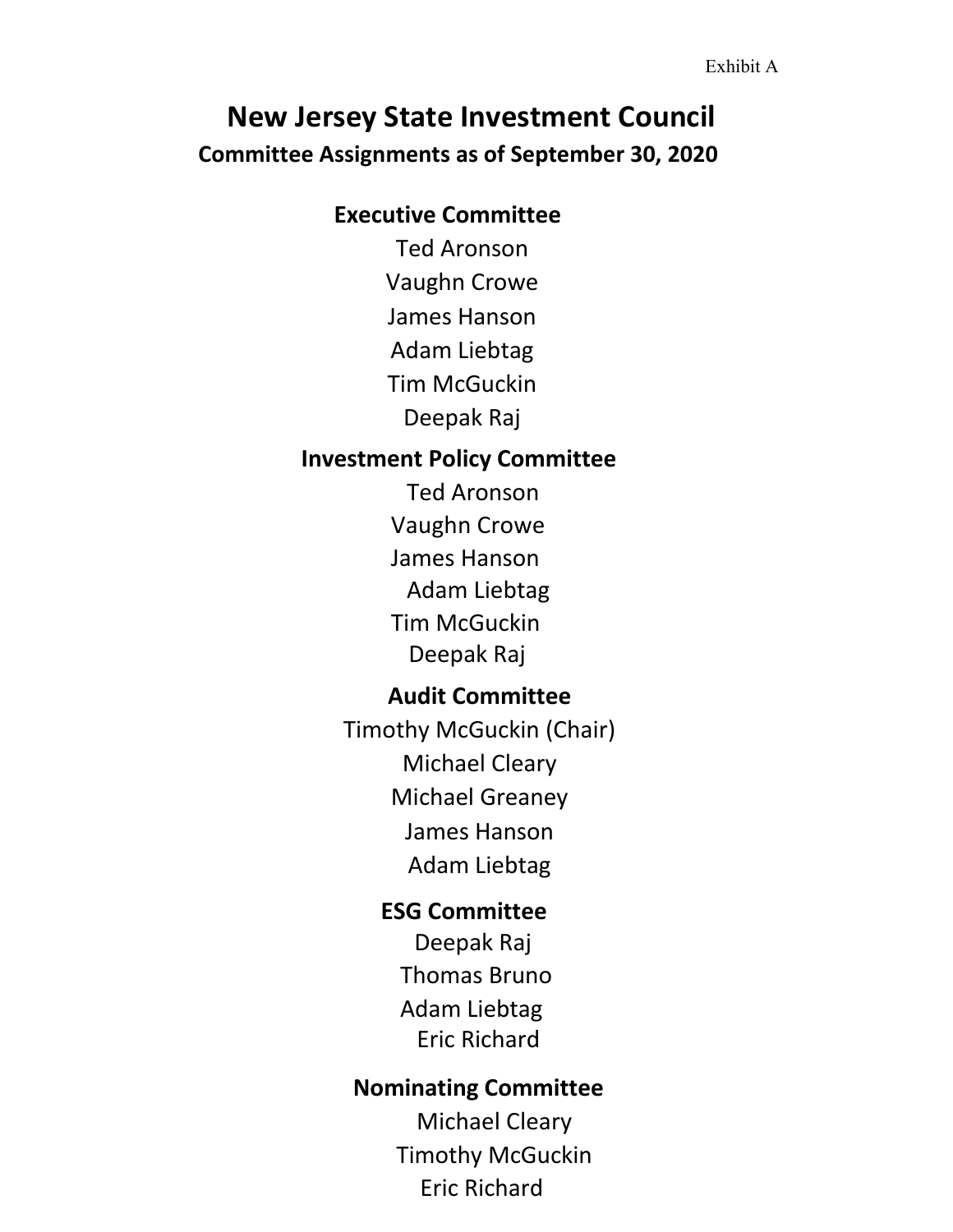Exhibit A

# New Jersey State Investment Council

## Committee Assignments as of September 30, 2020

### Executive Committee

Ted Aronson
Vaughn Crowe
James Hanson
Adam Liebtag
Tim McGuckin
Deepak Raj

### Investment Policy Committee

Ted Aronson
Vaughn Crowe
James Hanson
Adam Liebtag
Tim McGuckin
Deepak Raj

### Audit Committee

Timothy McGuckin (Chair)
Michael Cleary
Michael Greaney
James Hanson
Adam Liebtag

### ESG Committee

Deepak Raj
Thomas Bruno
Adam Liebtag
Eric Richard

### Nominating Committee

Michael Cleary
Timothy McGuckin
Eric Richard